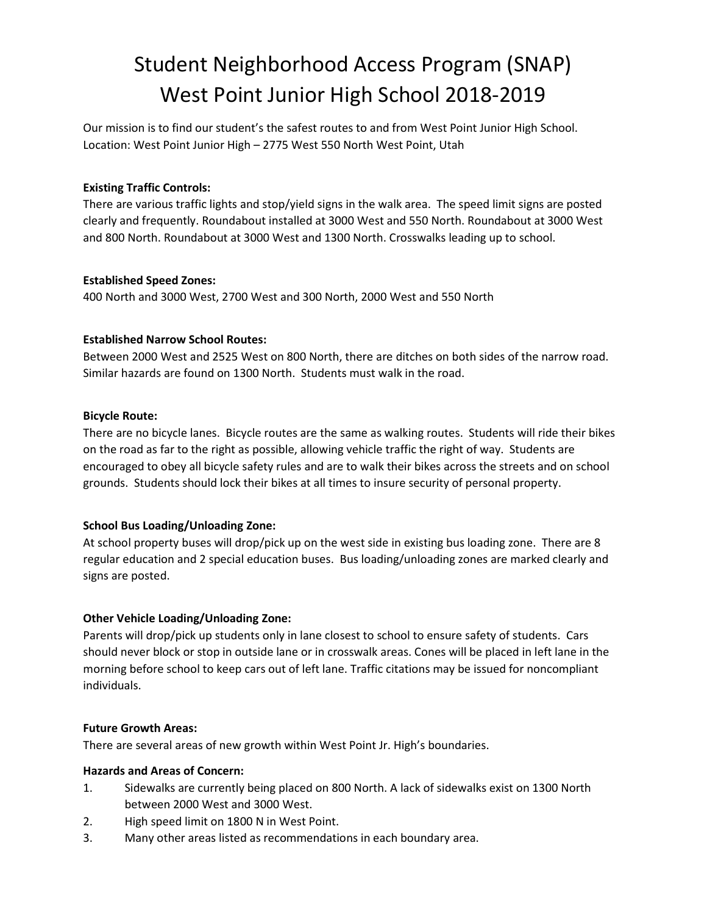# Student Neighborhood Access Program (SNAP)
# West Point Junior High School 2018-2019

Our mission is to find our student's the safest routes to and from West Point Junior High School.
Location: West Point Junior High – 2775 West 550 North West Point, Utah

**Existing Traffic Controls:**
There are various traffic lights and stop/yield signs in the walk area. The speed limit signs are posted clearly and frequently. Roundabout installed at 3000 West and 550 North. Roundabout at 3000 West and 800 North. Roundabout at 3000 West and 1300 North. Crosswalks leading up to school.

**Established Speed Zones:**
400 North and 3000 West, 2700 West and 300 North, 2000 West and 550 North

**Established Narrow School Routes:**
Between 2000 West and 2525 West on 800 North, there are ditches on both sides of the narrow road. Similar hazards are found on 1300 North. Students must walk in the road.

**Bicycle Route:**
There are no bicycle lanes. Bicycle routes are the same as walking routes. Students will ride their bikes on the road as far to the right as possible, allowing vehicle traffic the right of way. Students are encouraged to obey all bicycle safety rules and are to walk their bikes across the streets and on school grounds. Students should lock their bikes at all times to insure security of personal property.

**School Bus Loading/Unloading Zone:**
At school property buses will drop/pick up on the west side in existing bus loading zone. There are 8 regular education and 2 special education buses. Bus loading/unloading zones are marked clearly and signs are posted.

**Other Vehicle Loading/Unloading Zone:**
Parents will drop/pick up students only in lane closest to school to ensure safety of students. Cars should never block or stop in outside lane or in crosswalk areas. Cones will be placed in left lane in the morning before school to keep cars out of left lane. Traffic citations may be issued for noncompliant individuals.

**Future Growth Areas:**
There are several areas of new growth within West Point Jr. High's boundaries.

**Hazards and Areas of Concern:**

1. Sidewalks are currently being placed on 800 North. A lack of sidewalks exist on 1300 North between 2000 West and 3000 West.
2. High speed limit on 1800 N in West Point.
3. Many other areas listed as recommendations in each boundary area.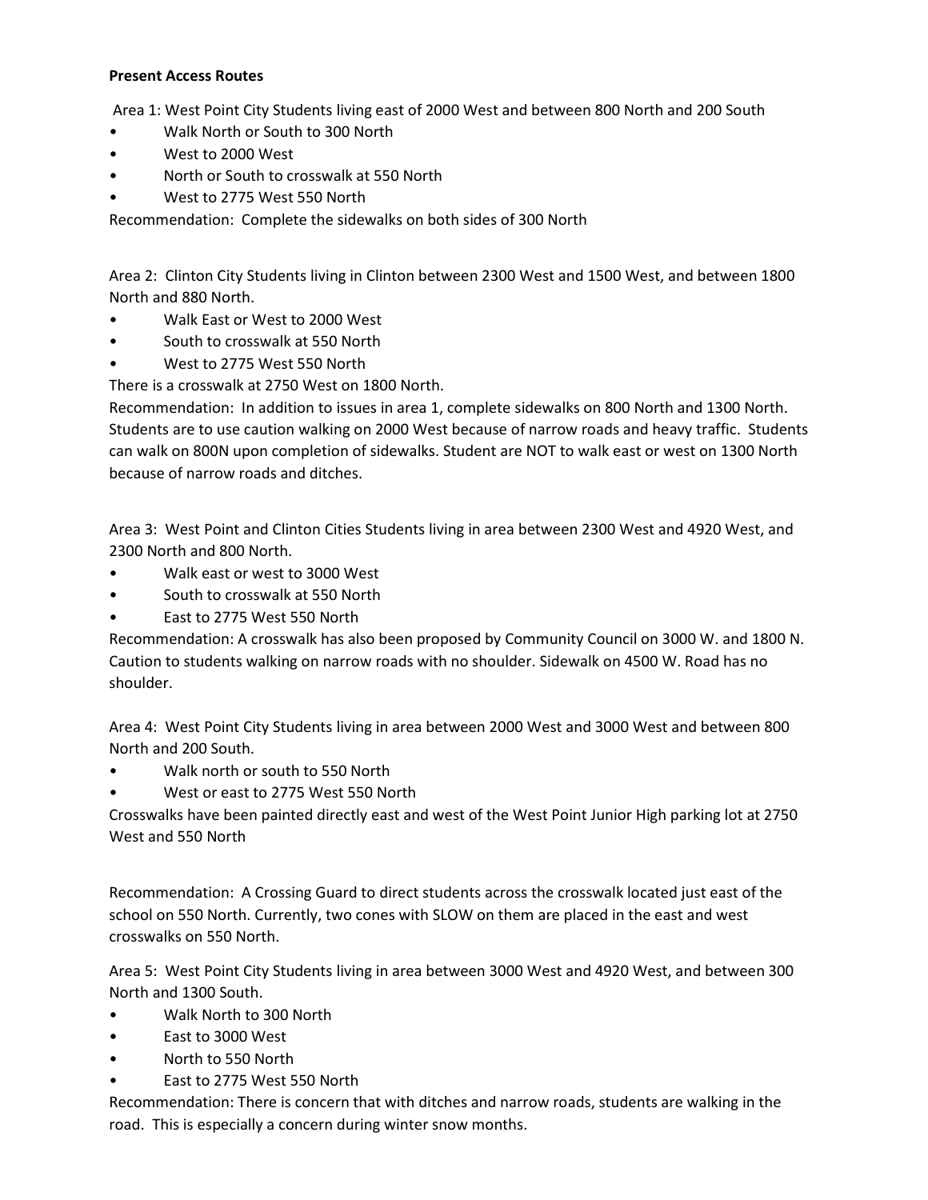**Present Access Routes**

Area 1: West Point City Students living east of 2000 West and between 800 North and 200 South

- Walk North or South to 300 North
- West to 2000 West
- North or South to crosswalk at 550 North
- West to 2775 West 550 North

Recommendation: Complete the sidewalks on both sides of 300 North

Area 2: Clinton City Students living in Clinton between 2300 West and 1500 West, and between 1800 North and 880 North.

- Walk East or West to 2000 West
- South to crosswalk at 550 North
- West to 2775 West 550 North

There is a crosswalk at 2750 West on 1800 North.

Recommendation: In addition to issues in area 1, complete sidewalks on 800 North and 1300 North. Students are to use caution walking on 2000 West because of narrow roads and heavy traffic. Students can walk on 800N upon completion of sidewalks. Student are NOT to walk east or west on 1300 North because of narrow roads and ditches.

Area 3: West Point and Clinton Cities Students living in area between 2300 West and 4920 West, and 2300 North and 800 North.

- Walk east or west to 3000 West
- South to crosswalk at 550 North
- East to 2775 West 550 North

Recommendation: A crosswalk has also been proposed by Community Council on 3000 W. and 1800 N. Caution to students walking on narrow roads with no shoulder. Sidewalk on 4500 W. Road has no shoulder.

Area 4: West Point City Students living in area between 2000 West and 3000 West and between 800 North and 200 South.

- Walk north or south to 550 North
- West or east to 2775 West 550 North

Crosswalks have been painted directly east and west of the West Point Junior High parking lot at 2750 West and 550 North

Recommendation: A Crossing Guard to direct students across the crosswalk located just east of the school on 550 North. Currently, two cones with SLOW on them are placed in the east and west crosswalks on 550 North.

Area 5: West Point City Students living in area between 3000 West and 4920 West, and between 300 North and 1300 South.

- Walk North to 300 North
- East to 3000 West
- North to 550 North
- East to 2775 West 550 North

Recommendation: There is concern that with ditches and narrow roads, students are walking in the road. This is especially a concern during winter snow months.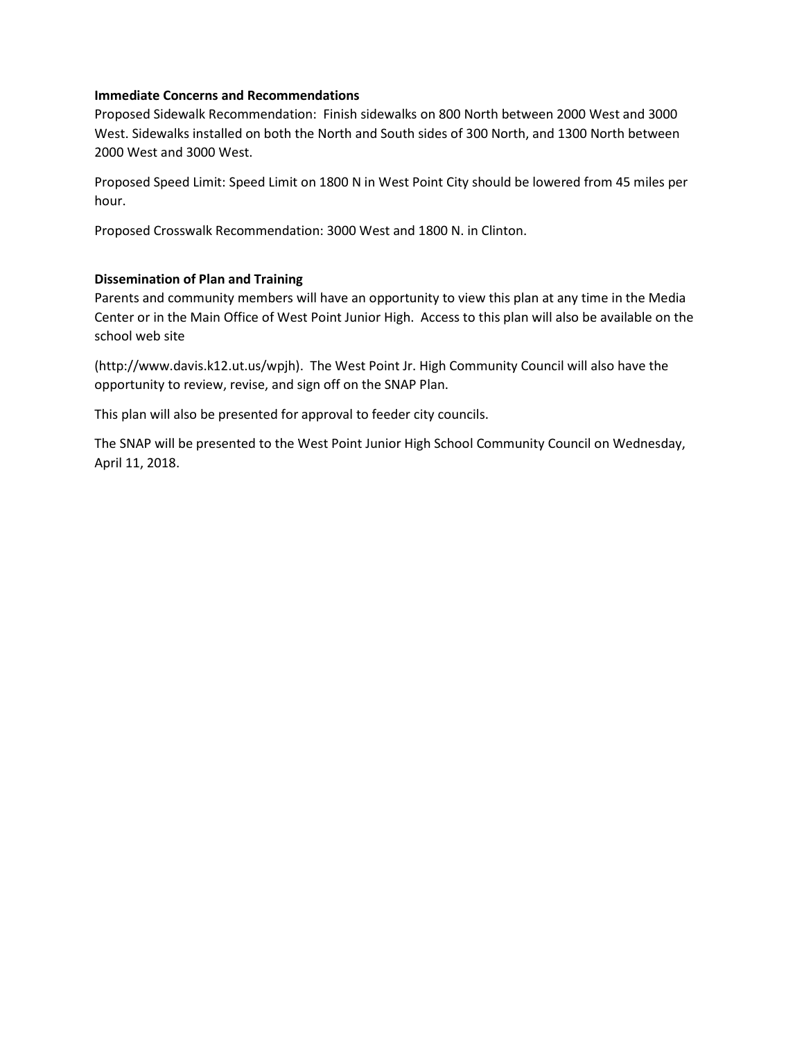**Immediate Concerns and Recommendations**

Proposed Sidewalk Recommendation: Finish sidewalks on 800 North between 2000 West and 3000 West. Sidewalks installed on both the North and South sides of 300 North, and 1300 North between 2000 West and 3000 West.

Proposed Speed Limit: Speed Limit on 1800 N in West Point City should be lowered from 45 miles per hour.

Proposed Crosswalk Recommendation: 3000 West and 1800 N. in Clinton.

**Dissemination of Plan and Training**

Parents and community members will have an opportunity to view this plan at any time in the Media Center or in the Main Office of West Point Junior High. Access to this plan will also be available on the school web site

(http://www.davis.k12.ut.us/wpjh). The West Point Jr. High Community Council will also have the opportunity to review, revise, and sign off on the SNAP Plan.

This plan will also be presented for approval to feeder city councils.

The SNAP will be presented to the West Point Junior High School Community Council on Wednesday, April 11, 2018.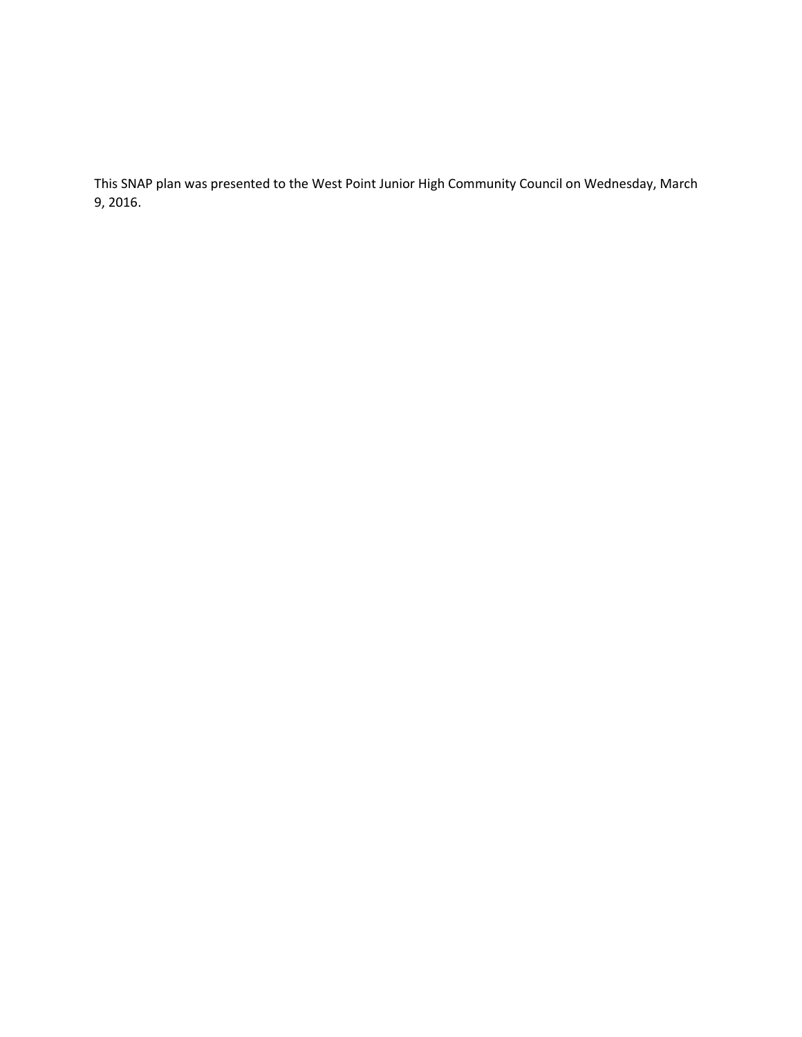This SNAP plan was presented to the West Point Junior High Community Council on Wednesday, March 9, 2016.